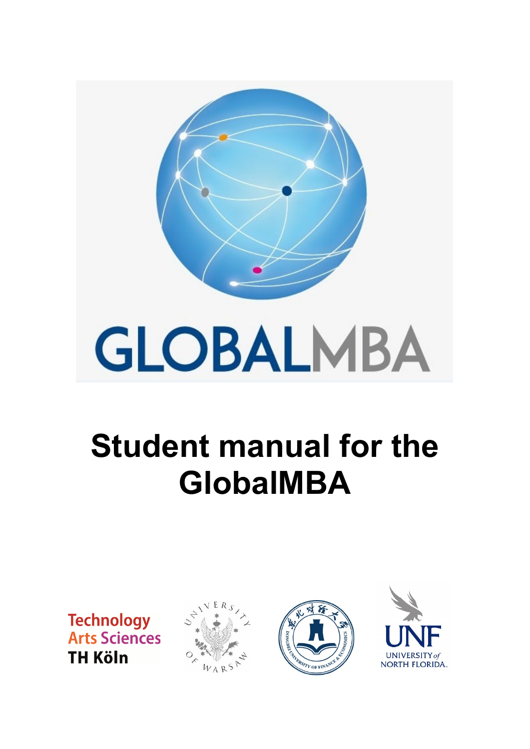GLOBALMBA

# Student manual for the GlobalMBA

Technology Arts Sciences TH Köln

UNIVERSITY OF WARSAW

DONGBEI UNIVERSITY OF FINANCE & ECONOMICS

UNF UNIVERSITY of NORTH FLORIDA.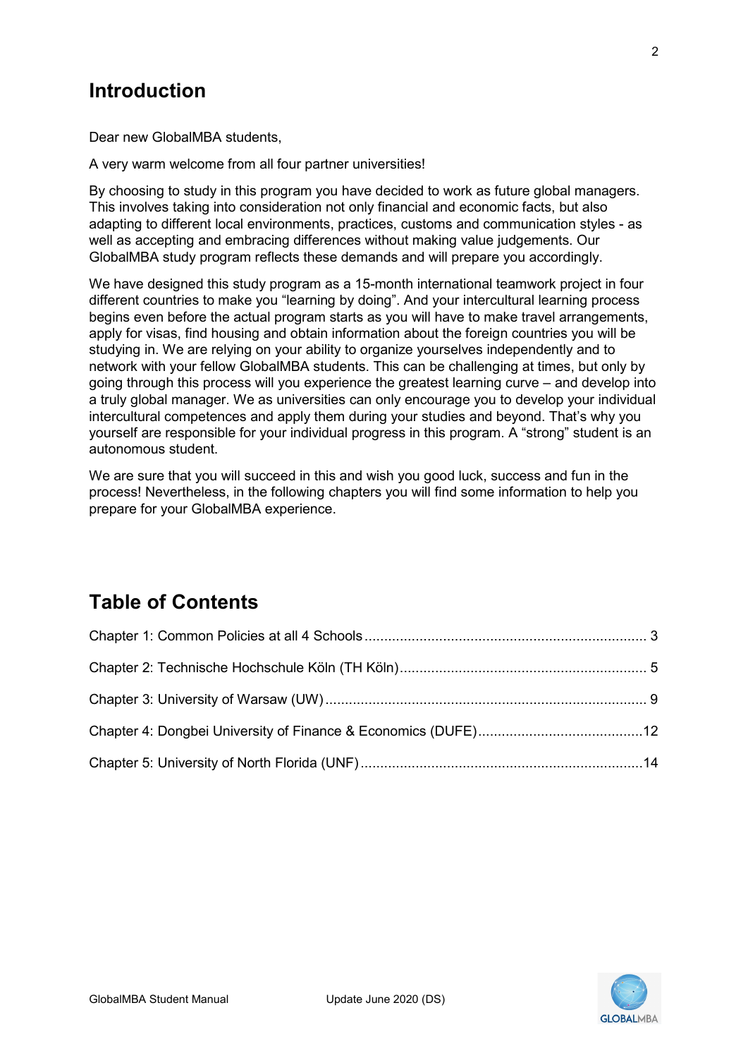## Introduction

Dear new GlobalMBA students,

A very warm welcome from all four partner universities!

By choosing to study in this program you have decided to work as future global managers. This involves taking into consideration not only financial and economic facts, but also adapting to different local environments, practices, customs and communication styles - as well as accepting and embracing differences without making value judgements. Our GlobalMBA study program reflects these demands and will prepare you accordingly.

We have designed this study program as a 15-month international teamwork project in four different countries to make you “learning by doing”. And your intercultural learning process begins even before the actual program starts as you will have to make travel arrangements, apply for visas, find housing and obtain information about the foreign countries you will be studying in. We are relying on your ability to organize yourselves independently and to network with your fellow GlobalMBA students. This can be challenging at times, but only by going through this process will you experience the greatest learning curve – and develop into a truly global manager. We as universities can only encourage you to develop your individual intercultural competences and apply them during your studies and beyond. That’s why you yourself are responsible for your individual progress in this program. A “strong” student is an autonomous student.

We are sure that you will succeed in this and wish you good luck, success and fun in the process! Nevertheless, in the following chapters you will find some information to help you prepare for your GlobalMBA experience.

## Table of Contents

Chapter 1: Common Policies at all 4 Schools ........ 3

Chapter 2: Technische Hochschule Köln (TH Köln) ........ 5

Chapter 3: University of Warsaw (UW) ........ 9

Chapter 4: Dongbei University of Finance & Economics (DUFE) ........ 12

Chapter 5: University of North Florida (UNF) ........ 14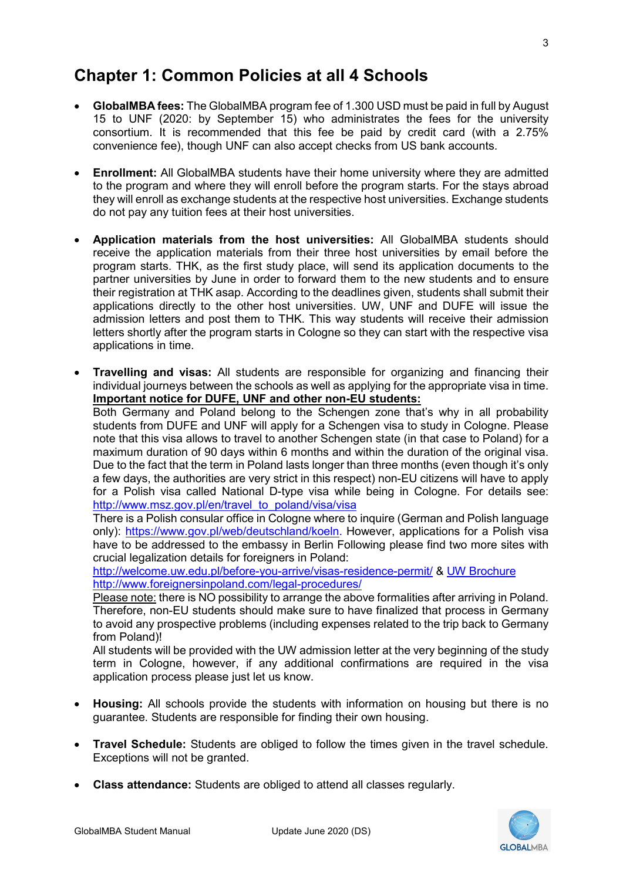# Chapter 1: Common Policies at all 4 Schools

- **GlobalMBA fees:** The GlobalMBA program fee of 1.300 USD must be paid in full by August 15 to UNF (2020: by September 15) who administrates the fees for the university consortium. It is recommended that this fee be paid by credit card (with a 2.75% convenience fee), though UNF can also accept checks from US bank accounts.

- **Enrollment:** All GlobalMBA students have their home university where they are admitted to the program and where they will enroll before the program starts. For the stays abroad they will enroll as exchange students at the respective host universities. Exchange students do not pay any tuition fees at their host universities.

- **Application materials from the host universities:** All GlobalMBA students should receive the application materials from their three host universities by email before the program starts. THK, as the first study place, will send its application documents to the partner universities by June in order to forward them to the new students and to ensure their registration at THK asap. According to the deadlines given, students shall submit their applications directly to the other host universities. UW, UNF and DUFE will issue the admission letters and post them to THK. This way students will receive their admission letters shortly after the program starts in Cologne so they can start with the respective visa applications in time.

- **Travelling and visas:** All students are responsible for organizing and financing their individual journeys between the schools as well as applying for the appropriate visa in time.
  **<u>Important notice for DUFE, UNF and other non-EU students:</u>**
  Both Germany and Poland belong to the Schengen zone that's why in all probability students from DUFE and UNF will apply for a Schengen visa to study in Cologne. Please note that this visa allows to travel to another Schengen state (in that case to Poland) for a maximum duration of 90 days within 6 months and within the duration of the original visa. Due to the fact that the term in Poland lasts longer than three months (even though it's only a few days, the authorities are very strict in this respect) non-EU citizens will have to apply for a Polish visa called National D-type visa while being in Cologne. For details see: [http://www.msz.gov.pl/en/travel_to_poland/visa/visa](http://www.msz.gov.pl/en/travel_to_poland/visa/visa)
  There is a Polish consular office in Cologne where to inquire (German and Polish language only): [https://www.gov.pl/web/deutschland/koeln](https://www.gov.pl/web/deutschland/koeln). However, applications for a Polish visa have to be addressed to the embassy in Berlin Following please find two more sites with crucial legalization details for foreigners in Poland:
  [http://welcome.uw.edu.pl/before-you-arrive/visas-residence-permit/](http://welcome.uw.edu.pl/before-you-arrive/visas-residence-permit/) & UW Brochure
  [http://www.foreignersinpoland.com/legal-procedures/](http://www.foreignersinpoland.com/legal-procedures/)
  <u>Please note:</u> there is NO possibility to arrange the above formalities after arriving in Poland. Therefore, non-EU students should make sure to have finalized that process in Germany to avoid any prospective problems (including expenses related to the trip back to Germany from Poland)!
  All students will be provided with the UW admission letter at the very beginning of the study term in Cologne, however, if any additional confirmations are required in the visa application process please just let us know.

- **Housing:** All schools provide the students with information on housing but there is no guarantee. Students are responsible for finding their own housing.

- **Travel Schedule:** Students are obliged to follow the times given in the travel schedule. Exceptions will not be granted.

- **Class attendance:** Students are obliged to attend all classes regularly.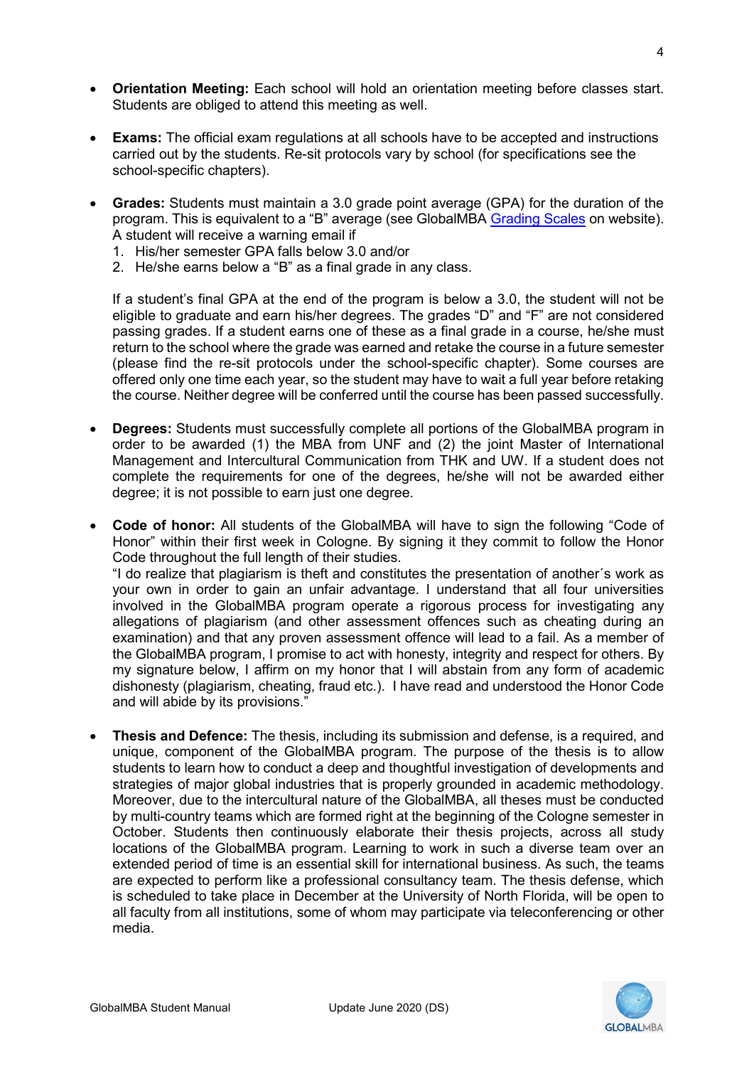- **Orientation Meeting:** Each school will hold an orientation meeting before classes start. Students are obliged to attend this meeting as well.

- **Exams:** The official exam regulations at all schools have to be accepted and instructions carried out by the students. Re-sit protocols vary by school (for specifications see the school-specific chapters).

- **Grades:** Students must maintain a 3.0 grade point average (GPA) for the duration of the program. This is equivalent to a "B" average (see GlobalMBA Grading Scales on website). A student will receive a warning email if
  1. His/her semester GPA falls below 3.0 and/or
  2. He/she earns below a "B" as a final grade in any class.

  If a student's final GPA at the end of the program is below a 3.0, the student will not be eligible to graduate and earn his/her degrees. The grades "D" and "F" are not considered passing grades. If a student earns one of these as a final grade in a course, he/she must return to the school where the grade was earned and retake the course in a future semester (please find the re-sit protocols under the school-specific chapter). Some courses are offered only one time each year, so the student may have to wait a full year before retaking the course. Neither degree will be conferred until the course has been passed successfully.

- **Degrees:** Students must successfully complete all portions of the GlobalMBA program in order to be awarded (1) the MBA from UNF and (2) the joint Master of International Management and Intercultural Communication from THK and UW. If a student does not complete the requirements for one of the degrees, he/she will not be awarded either degree; it is not possible to earn just one degree.

- **Code of honor:** All students of the GlobalMBA will have to sign the following "Code of Honor" within their first week in Cologne. By signing it they commit to follow the Honor Code throughout the full length of their studies.
  "I do realize that plagiarism is theft and constitutes the presentation of another´s work as your own in order to gain an unfair advantage. I understand that all four universities involved in the GlobalMBA program operate a rigorous process for investigating any allegations of plagiarism (and other assessment offences such as cheating during an examination) and that any proven assessment offence will lead to a fail. As a member of the GlobalMBA program, I promise to act with honesty, integrity and respect for others. By my signature below, I affirm on my honor that I will abstain from any form of academic dishonesty (plagiarism, cheating, fraud etc.). I have read and understood the Honor Code and will abide by its provisions."

- **Thesis and Defence:** The thesis, including its submission and defense, is a required, and unique, component of the GlobalMBA program. The purpose of the thesis is to allow students to learn how to conduct a deep and thoughtful investigation of developments and strategies of major global industries that is properly grounded in academic methodology. Moreover, due to the intercultural nature of the GlobalMBA, all theses must be conducted by multi-country teams which are formed right at the beginning of the Cologne semester in October. Students then continuously elaborate their thesis projects, across all study locations of the GlobalMBA program. Learning to work in such a diverse team over an extended period of time is an essential skill for international business. As such, the teams are expected to perform like a professional consultancy team. The thesis defense, which is scheduled to take place in December at the University of North Florida, will be open to all faculty from all institutions, some of whom may participate via teleconferencing or other media.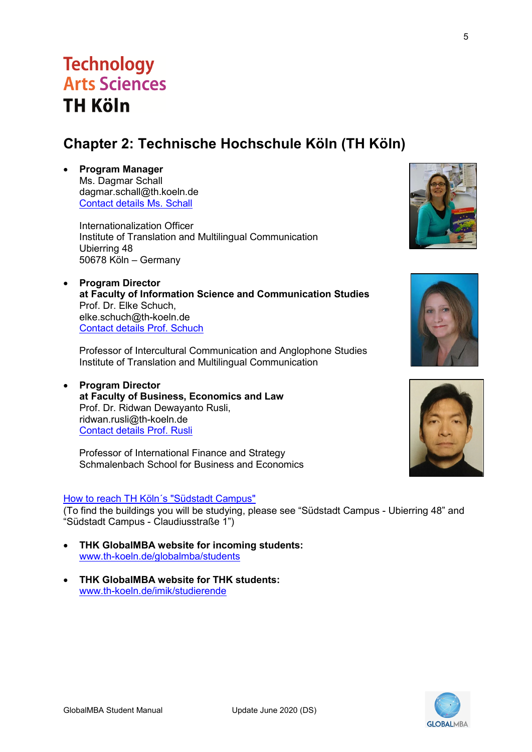# Technology Arts Sciences TH Köln

## Chapter 2: Technische Hochschule Köln (TH Köln)

- **Program Manager**
  Ms. Dagmar Schall
  dagmar.schall@th.koeln.de
  Contact details Ms. Schall

  Internationalization Officer
  Institute of Translation and Multilingual Communication
  Ubierring 48
  50678 Köln – Germany

- **Program Director**
  **at Faculty of Information Science and Communication Studies**
  Prof. Dr. Elke Schuch,
  elke.schuch@th-koeln.de
  Contact details Prof. Schuch

  Professor of Intercultural Communication and Anglophone Studies
  Institute of Translation and Multilingual Communication

- **Program Director**
  **at Faculty of Business, Economics and Law**
  Prof. Dr. Ridwan Dewayanto Rusli,
  ridwan.rusli@th-koeln.de
  Contact details Prof. Rusli

  Professor of International Finance and Strategy
  Schmalenbach School for Business and Economics

How to reach TH Köln´s "Südstadt Campus"
(To find the buildings you will be studying, please see "Südstadt Campus - Ubierring 48" and "Südstadt Campus - Claudiusstraße 1")

- **THK GlobalMBA website for incoming students:**
  www.th-koeln.de/globalmba/students

- **THK GlobalMBA website for THK students:**
  www.th-koeln.de/imik/studierende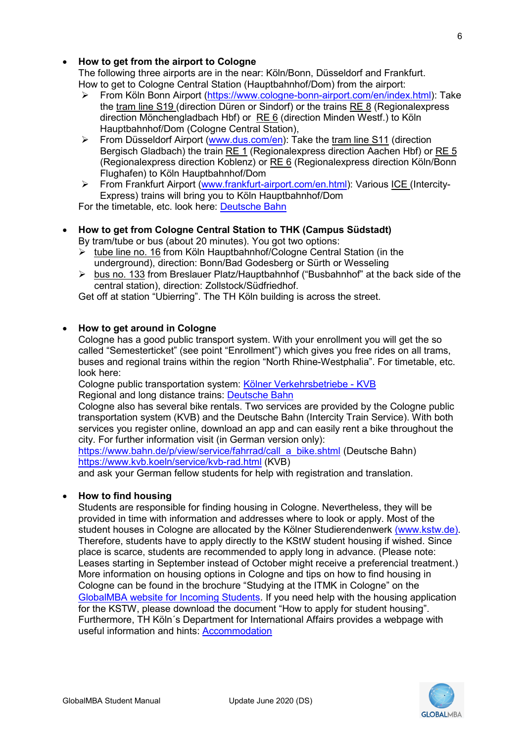- **How to get from the airport to Cologne**
  The following three airports are in the near: Köln/Bonn, Düsseldorf and Frankfurt.
  How to get to Cologne Central Station (Hauptbahnhof/Dom) from the airport:
  - From Köln Bonn Airport (https://www.cologne-bonn-airport.com/en/index.html): Take the tram line S19 (direction Düren or Sindorf) or the trains RE 8 (Regionalexpress direction Mönchengladbach Hbf) or RE 6 (direction Minden Westf.) to Köln Hauptbahnhof/Dom (Cologne Central Station),
  - From Düsseldorf Airport (www.dus.com/en): Take the tram line S11 (direction Bergisch Gladbach) the train RE 1 (Regionalexpress direction Aachen Hbf) or RE 5 (Regionalexpress direction Koblenz) or RE 6 (Regionalexpress direction Köln/Bonn Flughafen) to Köln Hauptbahnhof/Dom
  - From Frankfurt Airport (www.frankfurt-airport.com/en.html): Various ICE (Intercity-Express) trains will bring you to Köln Hauptbahnhof/Dom

  For the timetable, etc. look here: Deutsche Bahn

- **How to get from Cologne Central Station to THK (Campus Südstadt)**
  By tram/tube or bus (about 20 minutes). You got two options:
  - tube line no. 16 from Köln Hauptbahnhof/Cologne Central Station (in the underground), direction: Bonn/Bad Godesberg or Sürth or Wesseling
  - bus no. 133 from Breslauer Platz/Hauptbahnhof ("Busbahnhof" at the back side of the central station), direction: Zollstock/Südfriedhof.

  Get off at station "Ubierring". The TH Köln building is across the street.

- **How to get around in Cologne**
  Cologne has a good public transport system. With your enrollment you will get the so called "Semesterticket" (see point "Enrollment") which gives you free rides on all trams, buses and regional trains within the region "North Rhine-Westphalia". For timetable, etc. look here:
  Cologne public transportation system: Kölner Verkehrsbetriebe - KVB
  Regional and long distance trains: Deutsche Bahn
  Cologne also has several bike rentals. Two services are provided by the Cologne public transportation system (KVB) and the Deutsche Bahn (Intercity Train Service). With both services you register online, download an app and can easily rent a bike throughout the city. For further information visit (in German version only):
  https://www.bahn.de/p/view/service/fahrrad/call_a_bike.shtml (Deutsche Bahn)
  https://www.kvb.koeln/service/kvb-rad.html (KVB)
  and ask your German fellow students for help with registration and translation.

- **How to find housing**
  Students are responsible for finding housing in Cologne. Nevertheless, they will be provided in time with information and addresses where to look or apply. Most of the student houses in Cologne are allocated by the Kölner Studierendenwerk (www.kstw.de). Therefore, students have to apply directly to the KStW student housing if wished. Since place is scarce, students are recommended to apply long in advance. (Please note: Leases starting in September instead of October might receive a preferencial treatment.) More information on housing options in Cologne and tips on how to find housing in Cologne can be found in the brochure "Studying at the ITMK in Cologne" on the GlobalMBA website for Incoming Students. If you need help with the housing application for the KSTW, please download the document "How to apply for student housing". Furthermore, TH Köln´s Department for International Affairs provides a webpage with useful information and hints: Accommodation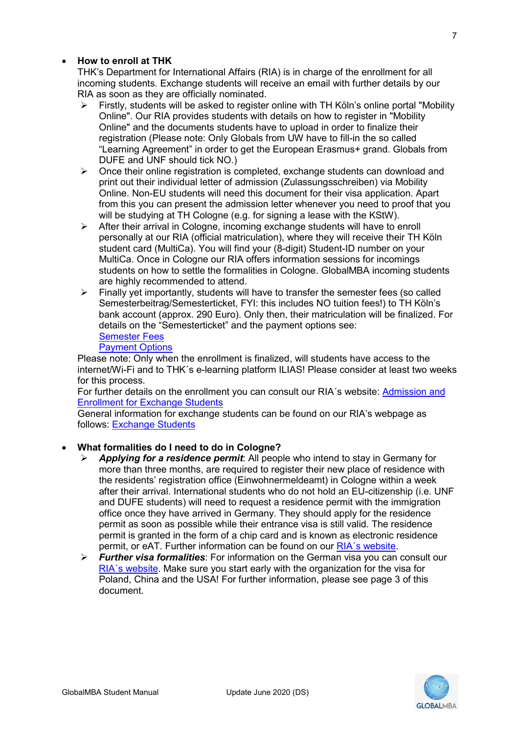- **How to enroll at THK**

  THK's Department for International Affairs (RIA) is in charge of the enrollment for all incoming students. Exchange students will receive an email with further details by our RIA as soon as they are officially nominated.

  - Firstly, students will be asked to register online with TH Köln's online portal "Mobility Online". Our RIA provides students with details on how to register in "Mobility Online" and the documents students have to upload in order to finalize their registration (Please note: Only Globals from UW have to fill-in the so called "Learning Agreement" in order to get the European Erasmus+ grand. Globals from DUFE and UNF should tick NO.)
  - Once their online registration is completed, exchange students can download and print out their individual letter of admission (Zulassungsschreiben) via Mobility Online. Non-EU students will need this document for their visa application. Apart from this you can present the admission letter whenever you need to proof that you will be studying at TH Cologne (e.g. for signing a lease with the KStW).
  - After their arrival in Cologne, incoming exchange students will have to enroll personally at our RIA (official matriculation), where they will receive their TH Köln student card (MultiCa). You will find your (8-digit) Student-ID number on your MultiCa. Once in Cologne our RIA offers information sessions for incomings students on how to settle the formalities in Cologne. GlobalMBA incoming students are highly recommended to attend.
  - Finally yet importantly, students will have to transfer the semester fees (so called Semesterbeitrag/Semesterticket, FYI: this includes NO tuition fees!) to TH Köln's bank account (approx. 290 Euro). Only then, their matriculation will be finalized. For details on the "Semesterticket" and the payment options see:
    Semester Fees
    Payment Options

  Please note: Only when the enrollment is finalized, will students have access to the internet/Wi-Fi and to THK´s e-learning platform ILIAS! Please consider at least two weeks for this process.

  For further details on the enrollment you can consult our RIA´s website: Admission and Enrollment for Exchange Students

  General information for exchange students can be found on our RIA's webpage as follows: Exchange Students

- **What formalities do I need to do in Cologne?**
  - ***Applying for a residence permit***: All people who intend to stay in Germany for more than three months, are required to register their new place of residence with the residents' registration office (Einwohnermeldeamt) in Cologne within a week after their arrival. International students who do not hold an EU-citizenship (i.e. UNF and DUFE students) will need to request a residence permit with the immigration office once they have arrived in Germany. They should apply for the residence permit as soon as possible while their entrance visa is still valid. The residence permit is granted in the form of a chip card and is known as electronic residence permit, or eAT. Further information can be found on our RIA´s website.
  - ***Further visa formalities***: For information on the German visa you can consult our RIA´s website. Make sure you start early with the organization for the visa for Poland, China and the USA! For further information, please see page 3 of this document.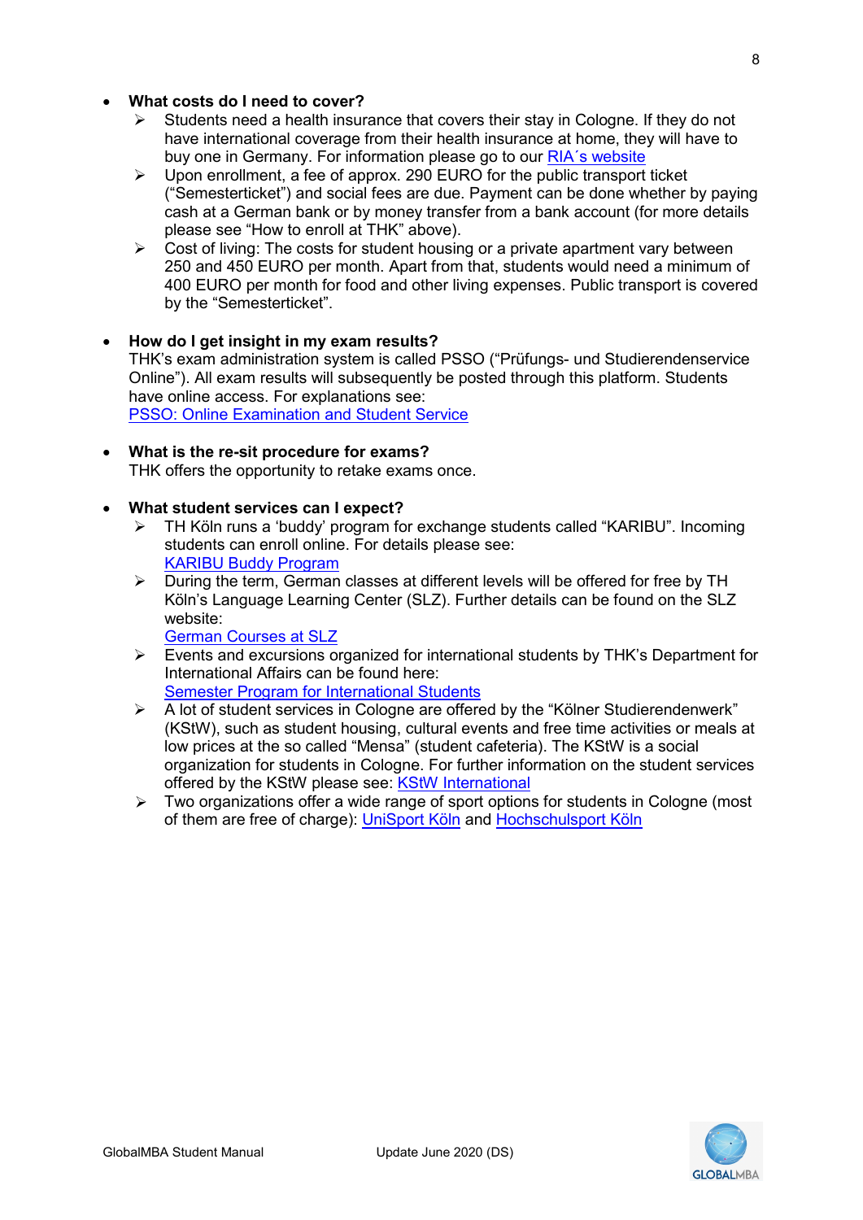- **What costs do I need to cover?**
  - Students need a health insurance that covers their stay in Cologne. If they do not have international coverage from their health insurance at home, they will have to buy one in Germany. For information please go to our RIA´s website
  - Upon enrollment, a fee of approx. 290 EURO for the public transport ticket ("Semesterticket") and social fees are due. Payment can be done whether by paying cash at a German bank or by money transfer from a bank account (for more details please see "How to enroll at THK" above).
  - Cost of living: The costs for student housing or a private apartment vary between 250 and 450 EURO per month. Apart from that, students would need a minimum of 400 EURO per month for food and other living expenses. Public transport is covered by the "Semesterticket".

- **How do I get insight in my exam results?**
  THK's exam administration system is called PSSO ("Prüfungs- und Studierendenservice Online"). All exam results will subsequently be posted through this platform. Students have online access. For explanations see:
  PSSO: Online Examination and Student Service

- **What is the re-sit procedure for exams?**
  THK offers the opportunity to retake exams once.

- **What student services can I expect?**
  - TH Köln runs a 'buddy' program for exchange students called "KARIBU". Incoming students can enroll online. For details please see:
    KARIBU Buddy Program
  - During the term, German classes at different levels will be offered for free by TH Köln's Language Learning Center (SLZ). Further details can be found on the SLZ website:
    German Courses at SLZ
  - Events and excursions organized for international students by THK's Department for International Affairs can be found here:
    Semester Program for International Students
  - A lot of student services in Cologne are offered by the "Kölner Studierendenwerk" (KStW), such as student housing, cultural events and free time activities or meals at low prices at the so called "Mensa" (student cafeteria). The KStW is a social organization for students in Cologne. For further information on the student services offered by the KStW please see: KStW International
  - Two organizations offer a wide range of sport options for students in Cologne (most of them are free of charge): UniSport Köln and Hochschulsport Köln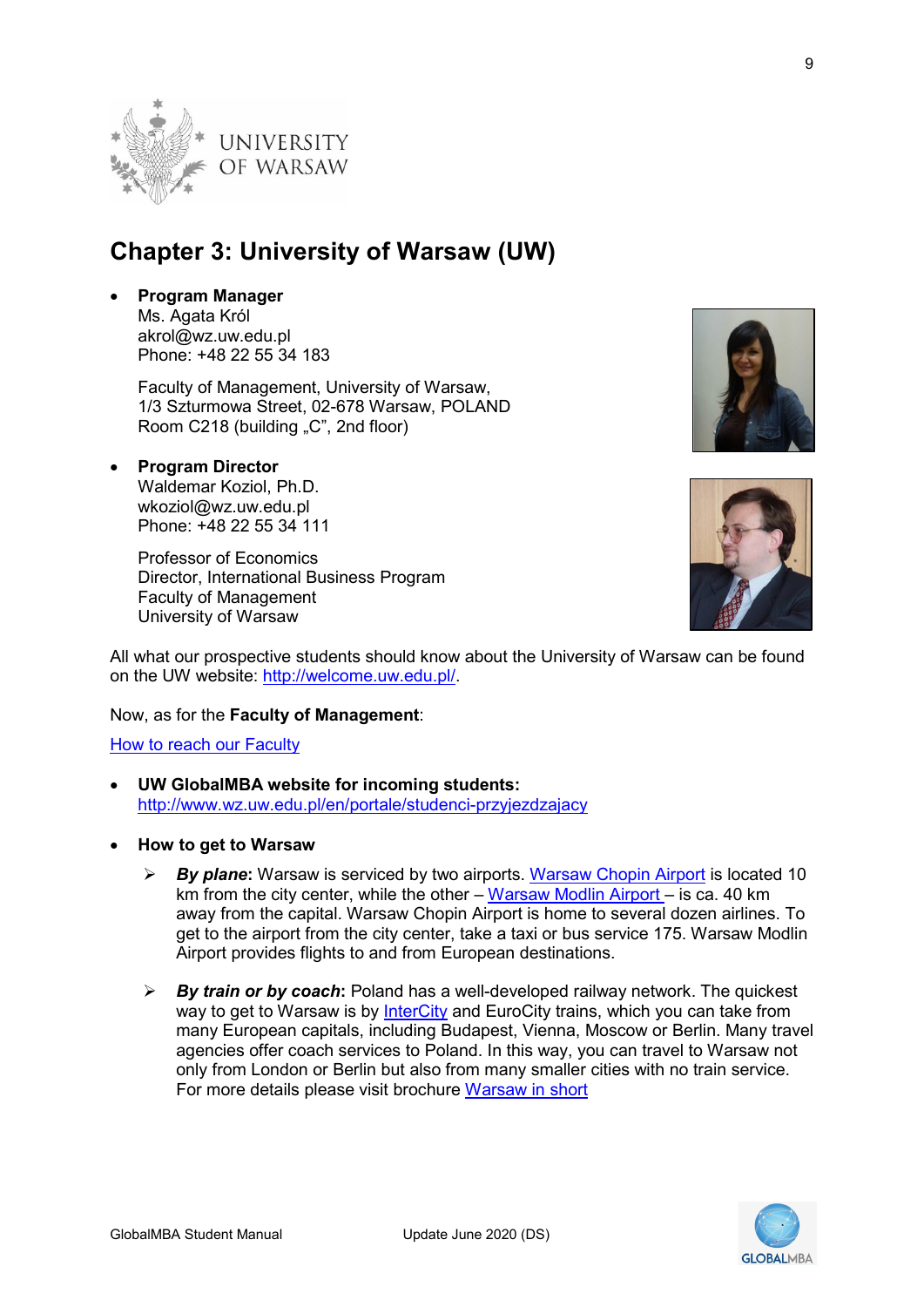# Chapter 3: University of Warsaw (UW)

- **Program Manager**
  Ms. Agata Król
  akrol@wz.uw.edu.pl
  Phone: +48 22 55 34 183

  Faculty of Management, University of Warsaw,
  1/3 Szturmowa Street, 02-678 Warsaw, POLAND
  Room C218 (building „C", 2nd floor)

- **Program Director**
  Waldemar Koziol, Ph.D.
  wkoziol@wz.uw.edu.pl
  Phone: +48 22 55 34 111

  Professor of Economics
  Director, International Business Program
  Faculty of Management
  University of Warsaw

All what our prospective students should know about the University of Warsaw can be found on the UW website: http://welcome.uw.edu.pl/.

Now, as for the **Faculty of Management**:

How to reach our Faculty

- **UW GlobalMBA website for incoming students:**
  http://www.wz.uw.edu.pl/en/portale/studenci-przyjezdzajacy

- **How to get to Warsaw**
  - ***By plane*:** Warsaw is serviced by two airports. Warsaw Chopin Airport is located 10 km from the city center, while the other – Warsaw Modlin Airport – is ca. 40 km away from the capital. Warsaw Chopin Airport is home to several dozen airlines. To get to the airport from the city center, take a taxi or bus service 175. Warsaw Modlin Airport provides flights to and from European destinations.
  - ***By train or by coach*:** Poland has a well-developed railway network. The quickest way to get to Warsaw is by InterCity and EuroCity trains, which you can take from many European capitals, including Budapest, Vienna, Moscow or Berlin. Many travel agencies offer coach services to Poland. In this way, you can travel to Warsaw not only from London or Berlin but also from many smaller cities with no train service. For more details please visit brochure Warsaw in short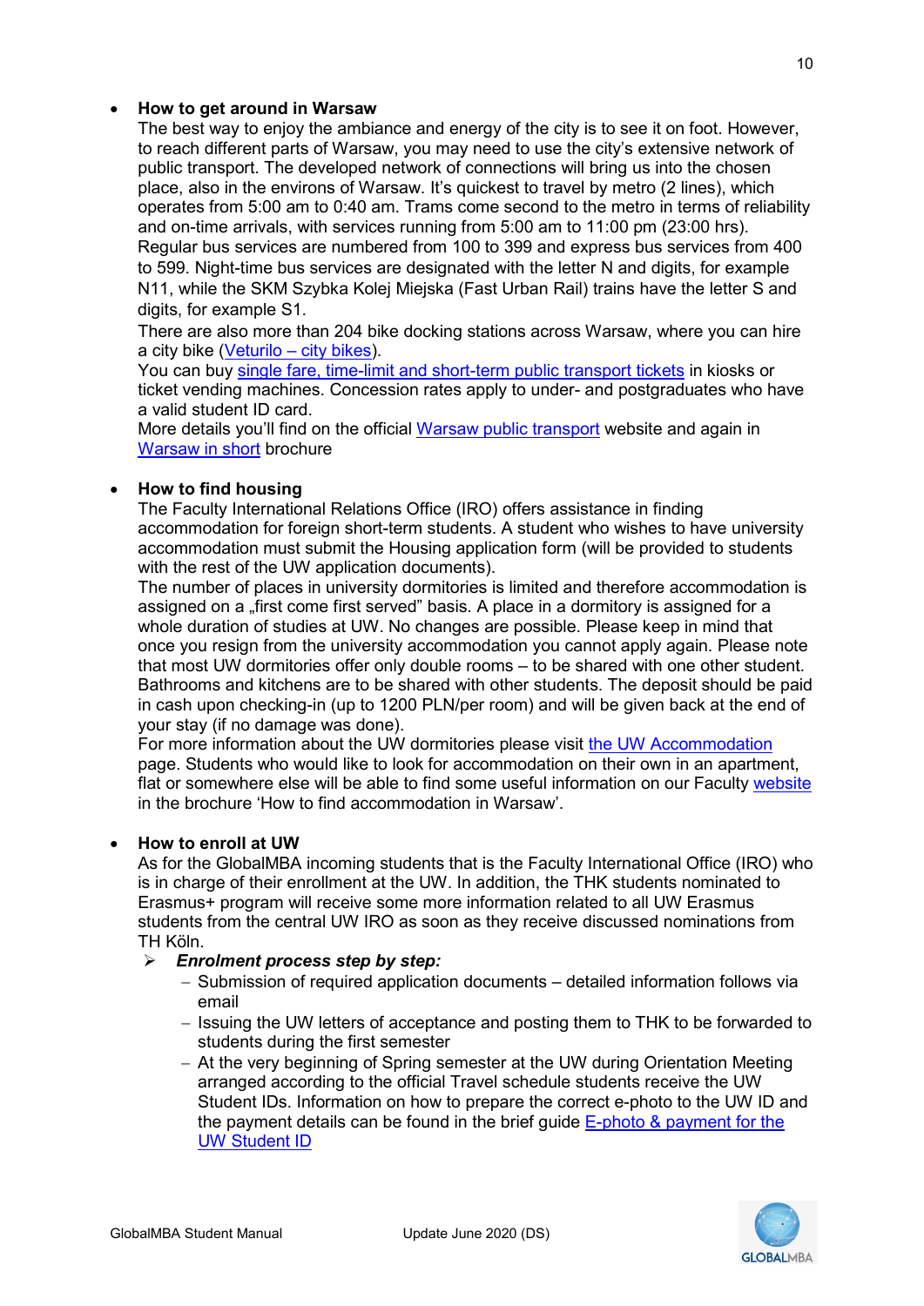- **How to get around in Warsaw**
  The best way to enjoy the ambiance and energy of the city is to see it on foot. However, to reach different parts of Warsaw, you may need to use the city's extensive network of public transport. The developed network of connections will bring us into the chosen place, also in the environs of Warsaw. It's quickest to travel by metro (2 lines), which operates from 5:00 am to 0:40 am. Trams come second to the metro in terms of reliability and on-time arrivals, with services running from 5:00 am to 11:00 pm (23:00 hrs). Regular bus services are numbered from 100 to 399 and express bus services from 400 to 599. Night-time bus services are designated with the letter N and digits, for example N11, while the SKM Szybka Kolej Miejska (Fast Urban Rail) trains have the letter S and digits, for example S1.
  There are also more than 204 bike docking stations across Warsaw, where you can hire a city bike (Veturilo – city bikes).
  You can buy single fare, time-limit and short-term public transport tickets in kiosks or ticket vending machines. Concession rates apply to under- and postgraduates who have a valid student ID card.
  More details you'll find on the official Warsaw public transport website and again in Warsaw in short brochure

- **How to find housing**
  The Faculty International Relations Office (IRO) offers assistance in finding accommodation for foreign short-term students. A student who wishes to have university accommodation must submit the Housing application form (will be provided to students with the rest of the UW application documents).
  The number of places in university dormitories is limited and therefore accommodation is assigned on a „first come first served" basis. A place in a dormitory is assigned for a whole duration of studies at UW. No changes are possible. Please keep in mind that once you resign from the university accommodation you cannot apply again. Please note that most UW dormitories offer only double rooms – to be shared with one other student. Bathrooms and kitchens are to be shared with other students. The deposit should be paid in cash upon checking-in (up to 1200 PLN/per room) and will be given back at the end of your stay (if no damage was done).
  For more information about the UW dormitories please visit the UW Accommodation page. Students who would like to look for accommodation on their own in an apartment, flat or somewhere else will be able to find some useful information on our Faculty website in the brochure 'How to find accommodation in Warsaw'.

- **How to enroll at UW**
  As for the GlobalMBA incoming students that is the Faculty International Office (IRO) who is in charge of their enrollment at the UW. In addition, the THK students nominated to Erasmus+ program will receive some more information related to all UW Erasmus students from the central UW IRO as soon as they receive discussed nominations from TH Köln.
  - ***Enrolment process step by step:***
    - Submission of required application documents – detailed information follows via email
    - Issuing the UW letters of acceptance and posting them to THK to be forwarded to students during the first semester
    - At the very beginning of Spring semester at the UW during Orientation Meeting arranged according to the official Travel schedule students receive the UW Student IDs. Information on how to prepare the correct e-photo to the UW ID and the payment details can be found in the brief guide E-photo & payment for the UW Student ID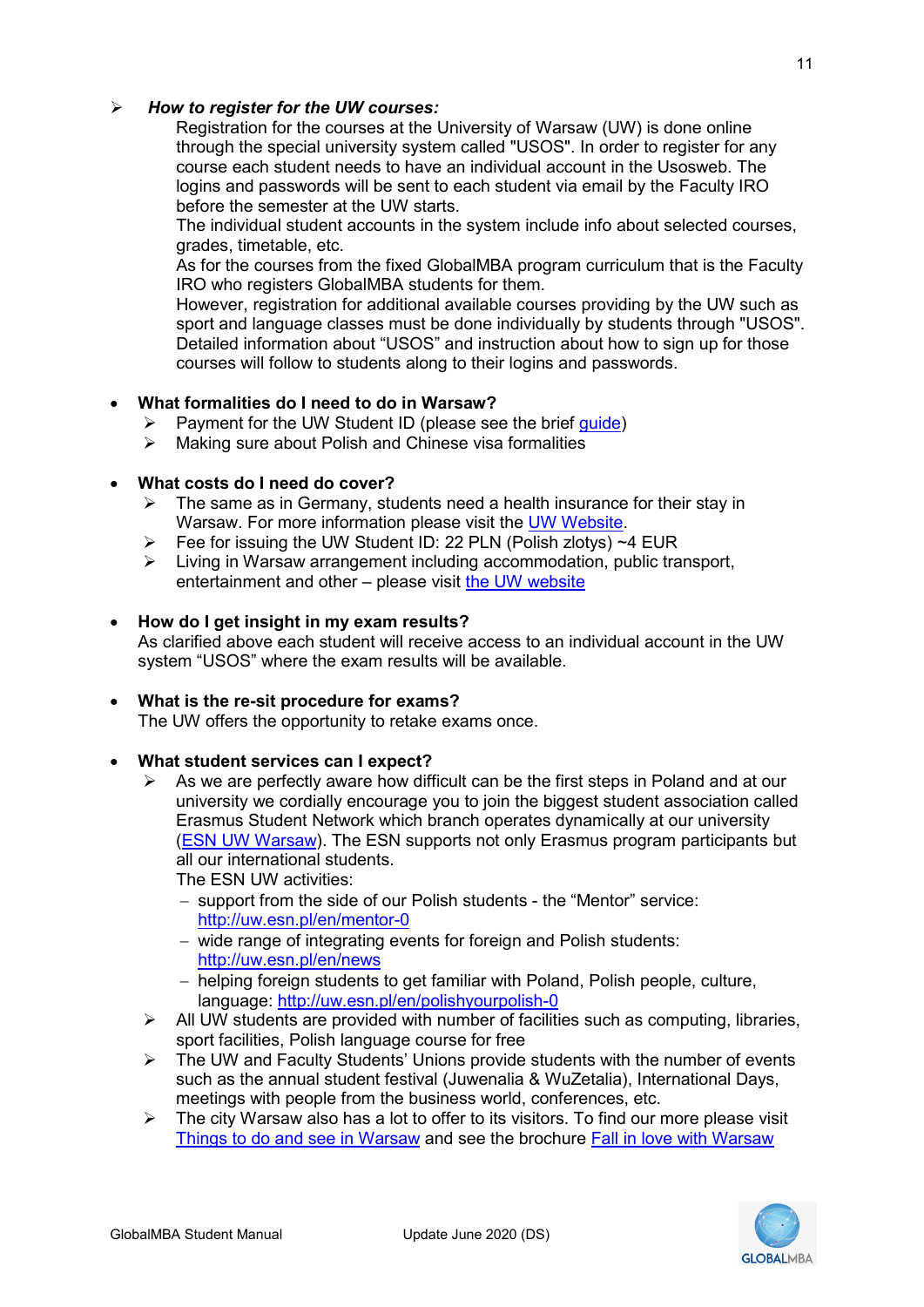- ***How to register for the UW courses:***

  Registration for the courses at the University of Warsaw (UW) is done online through the special university system called "USOS". In order to register for any course each student needs to have an individual account in the Usosweb. The logins and passwords will be sent to each student via email by the Faculty IRO before the semester at the UW starts.

  The individual student accounts in the system include info about selected courses, grades, timetable, etc.

  As for the courses from the fixed GlobalMBA program curriculum that is the Faculty IRO who registers GlobalMBA students for them.

  However, registration for additional available courses providing by the UW such as sport and language classes must be done individually by students through "USOS". Detailed information about "USOS" and instruction about how to sign up for those courses will follow to students along to their logins and passwords.

- **What formalities do I need to do in Warsaw?**
  - Payment for the UW Student ID (please see the brief guide)
  - Making sure about Polish and Chinese visa formalities

- **What costs do I need do cover?**
  - The same as in Germany, students need a health insurance for their stay in Warsaw. For more information please visit the UW Website.
  - Fee for issuing the UW Student ID: 22 PLN (Polish zlotys) ~4 EUR
  - Living in Warsaw arrangement including accommodation, public transport, entertainment and other – please visit the UW website

- **How do I get insight in my exam results?**

  As clarified above each student will receive access to an individual account in the UW system "USOS" where the exam results will be available.

- **What is the re-sit procedure for exams?**

  The UW offers the opportunity to retake exams once.

- **What student services can I expect?**
  - As we are perfectly aware how difficult can be the first steps in Poland and at our university we cordially encourage you to join the biggest student association called Erasmus Student Network which branch operates dynamically at our university (ESN UW Warsaw). The ESN supports not only Erasmus program participants but all our international students.

    The ESN UW activities:
    - support from the side of our Polish students - the "Mentor" service: http://uw.esn.pl/en/mentor-0
    - wide range of integrating events for foreign and Polish students: http://uw.esn.pl/en/news
    - helping foreign students to get familiar with Poland, Polish people, culture, language: http://uw.esn.pl/en/polishyourpolish-0
  - All UW students are provided with number of facilities such as computing, libraries, sport facilities, Polish language course for free
  - The UW and Faculty Students' Unions provide students with the number of events such as the annual student festival (Juwenalia & WuZetalia), International Days, meetings with people from the business world, conferences, etc.
  - The city Warsaw also has a lot to offer to its visitors. To find our more please visit Things to do and see in Warsaw and see the brochure Fall in love with Warsaw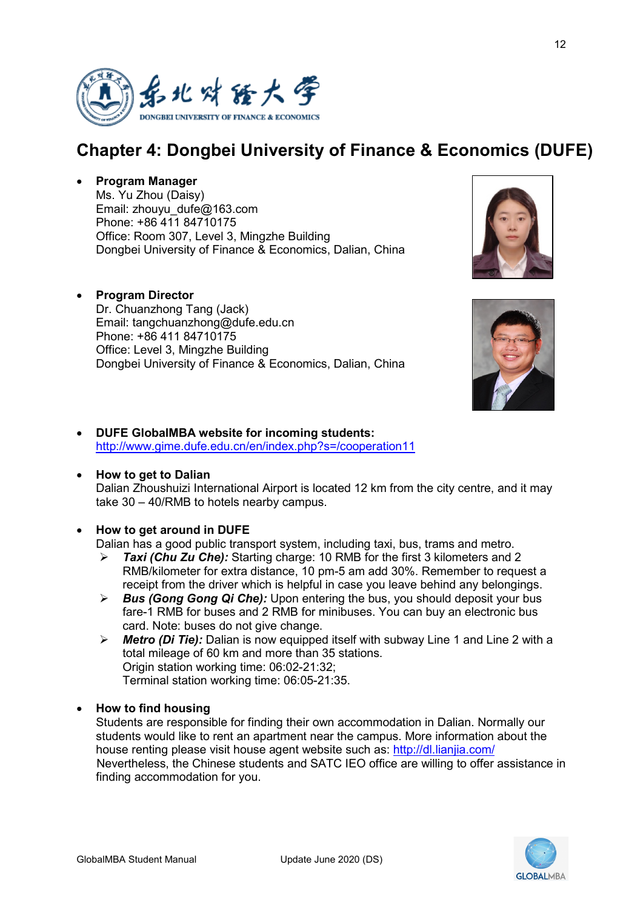# Chapter 4: Dongbei University of Finance & Economics (DUFE)

- **Program Manager**
  Ms. Yu Zhou (Daisy)
  Email: zhouyu_dufe@163.com
  Phone: +86 411 84710175
  Office: Room 307, Level 3, Mingzhe Building
  Dongbei University of Finance & Economics, Dalian, China

- **Program Director**
  Dr. Chuanzhong Tang (Jack)
  Email: tangchuanzhong@dufe.edu.cn
  Phone: +86 411 84710175
  Office: Level 3, Mingzhe Building
  Dongbei University of Finance & Economics, Dalian, China

- **DUFE GlobalMBA website for incoming students:**
  http://www.gime.dufe.edu.cn/en/index.php?s=/cooperation11

- **How to get to Dalian**
  Dalian Zhoushuizi International Airport is located 12 km from the city centre, and it may take 30 – 40/RMB to hotels nearby campus.

- **How to get around in DUFE**
  Dalian has a good public transport system, including taxi, bus, trams and metro.
  - ***Taxi (Chu Zu Che):*** Starting charge: 10 RMB for the first 3 kilometers and 2 RMB/kilometer for extra distance, 10 pm-5 am add 30%. Remember to request a receipt from the driver which is helpful in case you leave behind any belongings.
  - ***Bus (Gong Gong Qi Che):*** Upon entering the bus, you should deposit your bus fare-1 RMB for buses and 2 RMB for minibuses. You can buy an electronic bus card. Note: buses do not give change.
  - ***Metro (Di Tie):*** Dalian is now equipped itself with subway Line 1 and Line 2 with a total mileage of 60 km and more than 35 stations.
    Origin station working time: 06:02-21:32;
    Terminal station working time: 06:05-21:35.

- **How to find housing**
  Students are responsible for finding their own accommodation in Dalian. Normally our students would like to rent an apartment near the campus. More information about the house renting please visit house agent website such as: http://dl.lianjia.com/
  Nevertheless, the Chinese students and SATC IEO office are willing to offer assistance in finding accommodation for you.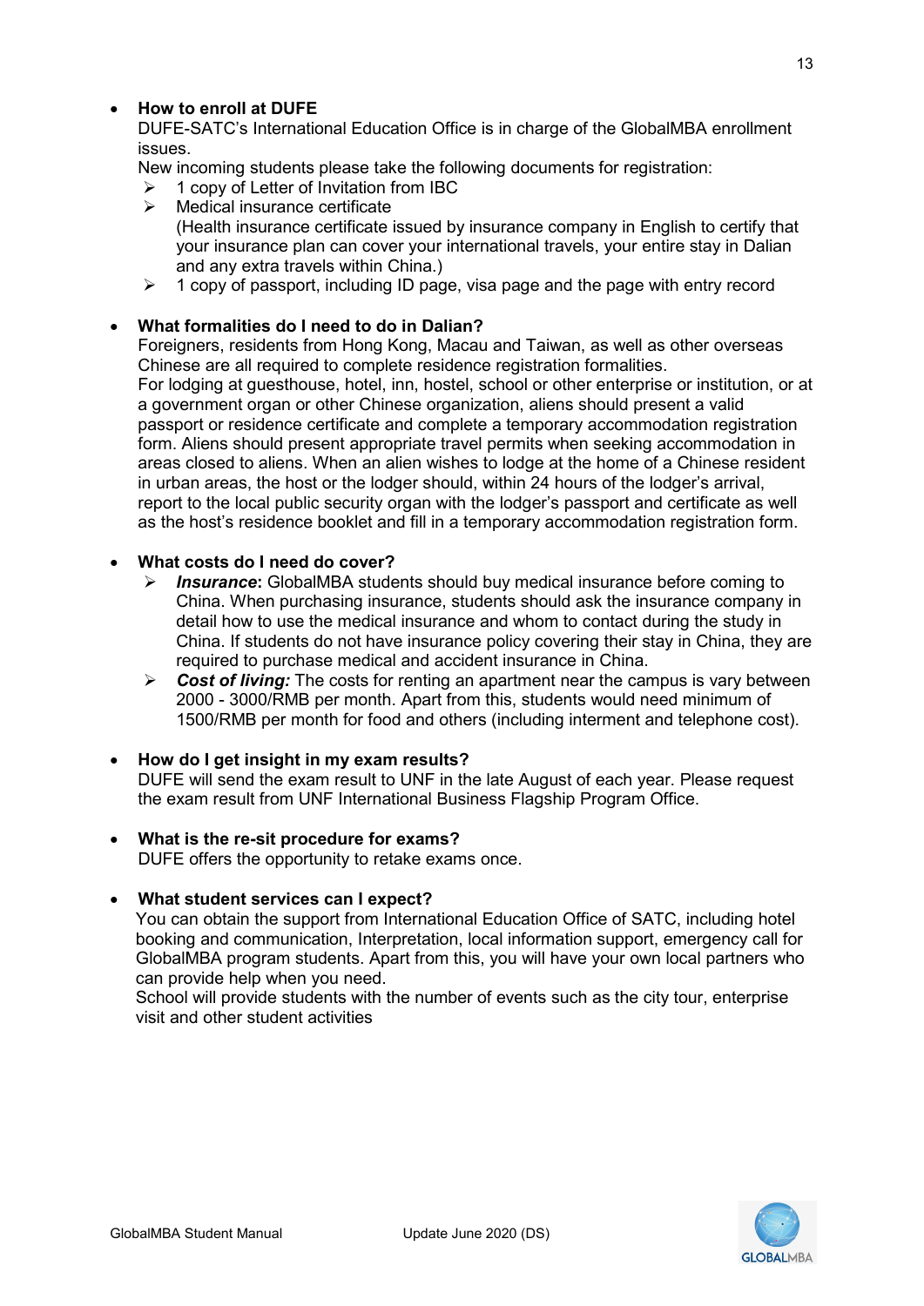- **How to enroll at DUFE**
  DUFE-SATC's International Education Office is in charge of the GlobalMBA enrollment issues.
  New incoming students please take the following documents for registration:
  - 1 copy of Letter of Invitation from IBC
  - Medical insurance certificate
    (Health insurance certificate issued by insurance company in English to certify that your insurance plan can cover your international travels, your entire stay in Dalian and any extra travels within China.)
  - 1 copy of passport, including ID page, visa page and the page with entry record

- **What formalities do I need to do in Dalian?**
  Foreigners, residents from Hong Kong, Macau and Taiwan, as well as other overseas Chinese are all required to complete residence registration formalities.
  For lodging at guesthouse, hotel, inn, hostel, school or other enterprise or institution, or at a government organ or other Chinese organization, aliens should present a valid passport or residence certificate and complete a temporary accommodation registration form. Aliens should present appropriate travel permits when seeking accommodation in areas closed to aliens. When an alien wishes to lodge at the home of a Chinese resident in urban areas, the host or the lodger should, within 24 hours of the lodger's arrival, report to the local public security organ with the lodger's passport and certificate as well as the host's residence booklet and fill in a temporary accommodation registration form.

- **What costs do I need do cover?**
  - ***Insurance*: GlobalMBA students should buy medical insurance before coming to China. When purchasing insurance, students should ask the insurance company in detail how to use the medical insurance and whom to contact during the study in China. If students do not have insurance policy covering their stay in China, they are required to purchase medical and accident insurance in China.
  - ***Cost of living:*** The costs for renting an apartment near the campus is vary between 2000 - 3000/RMB per month. Apart from this, students would need minimum of 1500/RMB per month for food and others (including interment and telephone cost).

- **How do I get insight in my exam results?**
  DUFE will send the exam result to UNF in the late August of each year. Please request the exam result from UNF International Business Flagship Program Office.

- **What is the re-sit procedure for exams?**
  DUFE offers the opportunity to retake exams once.

- **What student services can I expect?**
  You can obtain the support from International Education Office of SATC, including hotel booking and communication, Interpretation, local information support, emergency call for GlobalMBA program students. Apart from this, you will have your own local partners who can provide help when you need.
  School will provide students with the number of events such as the city tour, enterprise visit and other student activities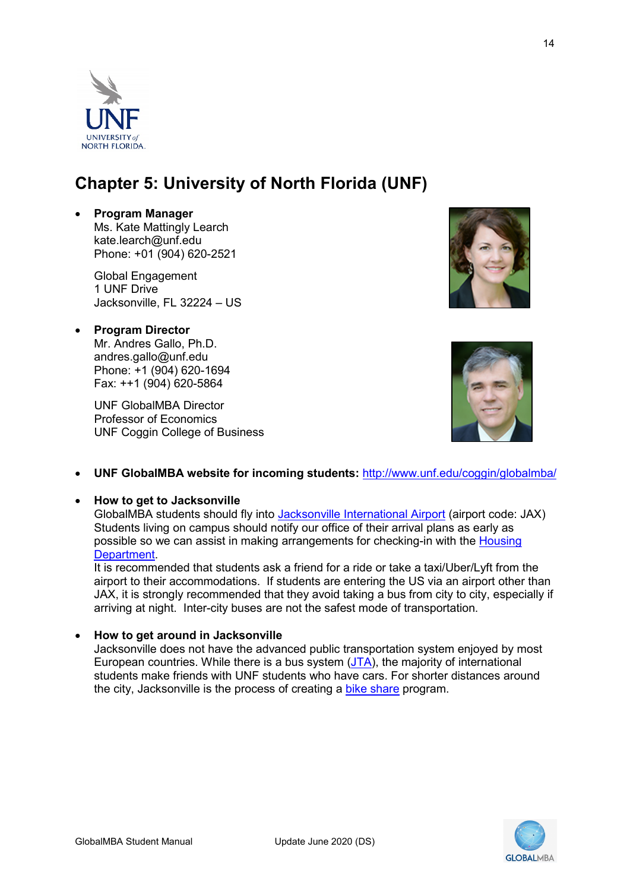# Chapter 5: University of North Florida (UNF)

- **Program Manager**
  Ms. Kate Mattingly Learch
  kate.learch@unf.edu
  Phone: +01 (904) 620-2521

  Global Engagement
  1 UNF Drive
  Jacksonville, FL 32224 – US

- **Program Director**
  Mr. Andres Gallo, Ph.D.
  andres.gallo@unf.edu
  Phone: +1 (904) 620-1694
  Fax: ++1 (904) 620-5864

  UNF GlobalMBA Director
  Professor of Economics
  UNF Coggin College of Business

- **UNF GlobalMBA website for incoming students:** http://www.unf.edu/coggin/globalmba/

- **How to get to Jacksonville**
  GlobalMBA students should fly into Jacksonville International Airport (airport code: JAX) Students living on campus should notify our office of their arrival plans as early as possible so we can assist in making arrangements for checking-in with the Housing Department.
  It is recommended that students ask a friend for a ride or take a taxi/Uber/Lyft from the airport to their accommodations. If students are entering the US via an airport other than JAX, it is strongly recommended that they avoid taking a bus from city to city, especially if arriving at night. Inter-city buses are not the safest mode of transportation.

- **How to get around in Jacksonville**
  Jacksonville does not have the advanced public transportation system enjoyed by most European countries. While there is a bus system (JTA), the majority of international students make friends with UNF students who have cars. For shorter distances around the city, Jacksonville is the process of creating a bike share program.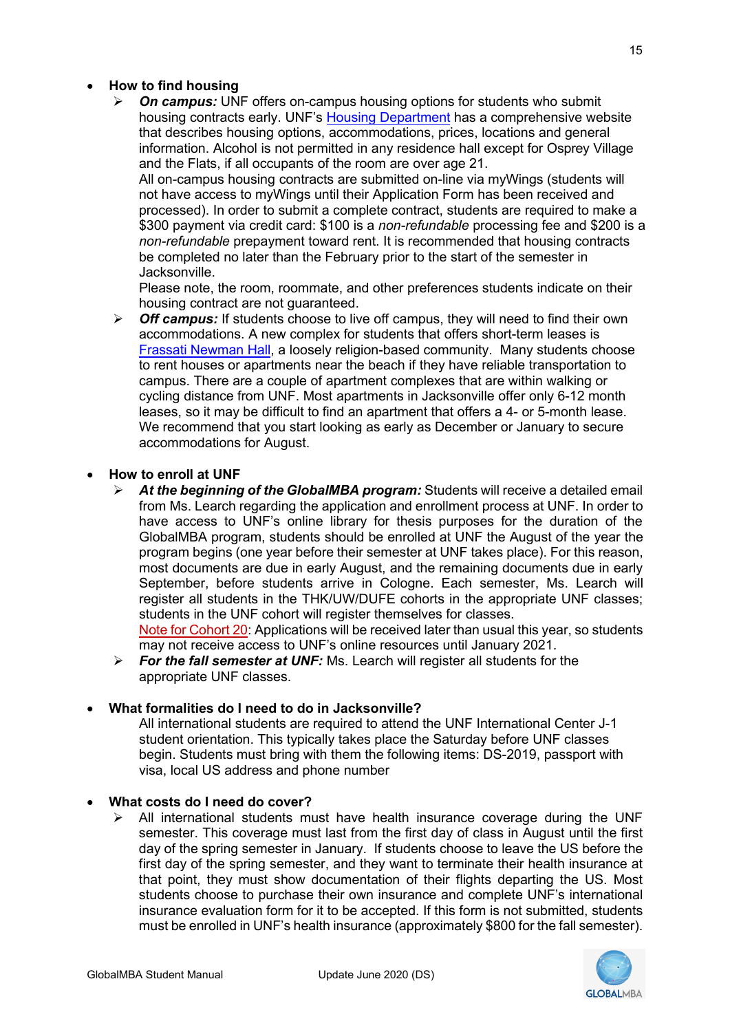- **How to find housing**
  - ***On campus:*** UNF offers on-campus housing options for students who submit housing contracts early. UNF's Housing Department has a comprehensive website that describes housing options, accommodations, prices, locations and general information. Alcohol is not permitted in any residence hall except for Osprey Village and the Flats, if all occupants of the room are over age 21.
    All on-campus housing contracts are submitted on-line via myWings (students will not have access to myWings until their Application Form has been received and processed). In order to submit a complete contract, students are required to make a $300 payment via credit card: $100 is a *non-refundable* processing fee and $200 is a *non-refundable* prepayment toward rent. It is recommended that housing contracts be completed no later than the February prior to the start of the semester in Jacksonville.
    Please note, the room, roommate, and other preferences students indicate on their housing contract are not guaranteed.
  - ***Off campus:*** If students choose to live off campus, they will need to find their own accommodations. A new complex for students that offers short-term leases is Frassati Newman Hall, a loosely religion-based community. Many students choose to rent houses or apartments near the beach if they have reliable transportation to campus. There are a couple of apartment complexes that are within walking or cycling distance from UNF. Most apartments in Jacksonville offer only 6-12 month leases, so it may be difficult to find an apartment that offers a 4- or 5-month lease. We recommend that you start looking as early as December or January to secure accommodations for August.

- **How to enroll at UNF**
  - ***At the beginning of the GlobalMBA program:*** Students will receive a detailed email from Ms. Learch regarding the application and enrollment process at UNF. In order to have access to UNF's online library for thesis purposes for the duration of the GlobalMBA program, students should be enrolled at UNF the August of the year the program begins (one year before their semester at UNF takes place). For this reason, most documents are due in early August, and the remaining documents due in early September, before students arrive in Cologne. Each semester, Ms. Learch will register all students in the THK/UW/DUFE cohorts in the appropriate UNF classes; students in the UNF cohort will register themselves for classes.
    Note for Cohort 20: Applications will be received later than usual this year, so students may not receive access to UNF's online resources until January 2021.
  - ***For the fall semester at UNF:*** Ms. Learch will register all students for the appropriate UNF classes.

- **What formalities do I need to do in Jacksonville?**
  All international students are required to attend the UNF International Center J-1 student orientation. This typically takes place the Saturday before UNF classes begin. Students must bring with them the following items: DS-2019, passport with visa, local US address and phone number

- **What costs do I need do cover?**
  - All international students must have health insurance coverage during the UNF semester. This coverage must last from the first day of class in August until the first day of the spring semester in January. If students choose to leave the US before the first day of the spring semester, and they want to terminate their health insurance at that point, they must show documentation of their flights departing the US. Most students choose to purchase their own insurance and complete UNF's international insurance evaluation form for it to be accepted. If this form is not submitted, students must be enrolled in UNF's health insurance (approximately $800 for the fall semester).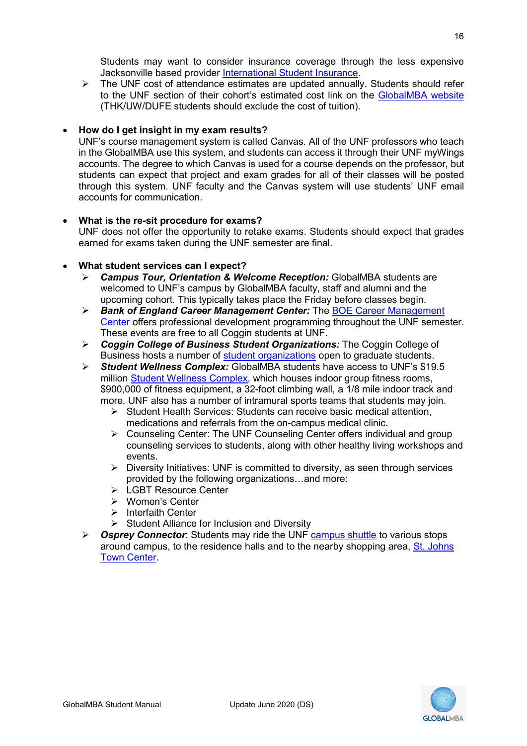Students may want to consider insurance coverage through the less expensive Jacksonville based provider International Student Insurance.

- The UNF cost of attendance estimates are updated annually. Students should refer to the UNF section of their cohort's estimated cost link on the GlobalMBA website (THK/UW/DUFE students should exclude the cost of tuition).

- **How do I get insight in my exam results?**
  UNF's course management system is called Canvas. All of the UNF professors who teach in the GlobalMBA use this system, and students can access it through their UNF myWings accounts. The degree to which Canvas is used for a course depends on the professor, but students can expect that project and exam grades for all of their classes will be posted through this system. UNF faculty and the Canvas system will use students' UNF email accounts for communication.

- **What is the re-sit procedure for exams?**
  UNF does not offer the opportunity to retake exams. Students should expect that grades earned for exams taken during the UNF semester are final.

- **What student services can I expect?**
  - ***Campus Tour, Orientation & Welcome Reception:*** GlobalMBA students are welcomed to UNF's campus by GlobalMBA faculty, staff and alumni and the upcoming cohort. This typically takes place the Friday before classes begin.
  - ***Bank of England Career Management Center:*** The BOE Career Management Center offers professional development programming throughout the UNF semester. These events are free to all Coggin students at UNF.
  - ***Coggin College of Business Student Organizations:*** The Coggin College of Business hosts a number of student organizations open to graduate students.
  - ***Student Wellness Complex:*** GlobalMBA students have access to UNF's $19.5 million Student Wellness Complex, which houses indoor group fitness rooms, $900,000 of fitness equipment, a 32-foot climbing wall, a 1/8 mile indoor track and more. UNF also has a number of intramural sports teams that students may join.
    - Student Health Services: Students can receive basic medical attention, medications and referrals from the on-campus medical clinic.
    - Counseling Center: The UNF Counseling Center offers individual and group counseling services to students, along with other healthy living workshops and events.
    - Diversity Initiatives: UNF is committed to diversity, as seen through services provided by the following organizations…and more:
    - LGBT Resource Center
    - Women's Center
    - Interfaith Center
    - Student Alliance for Inclusion and Diversity
  - ***Osprey Connector***: Students may ride the UNF campus shuttle to various stops around campus, to the residence halls and to the nearby shopping area, St. Johns Town Center.